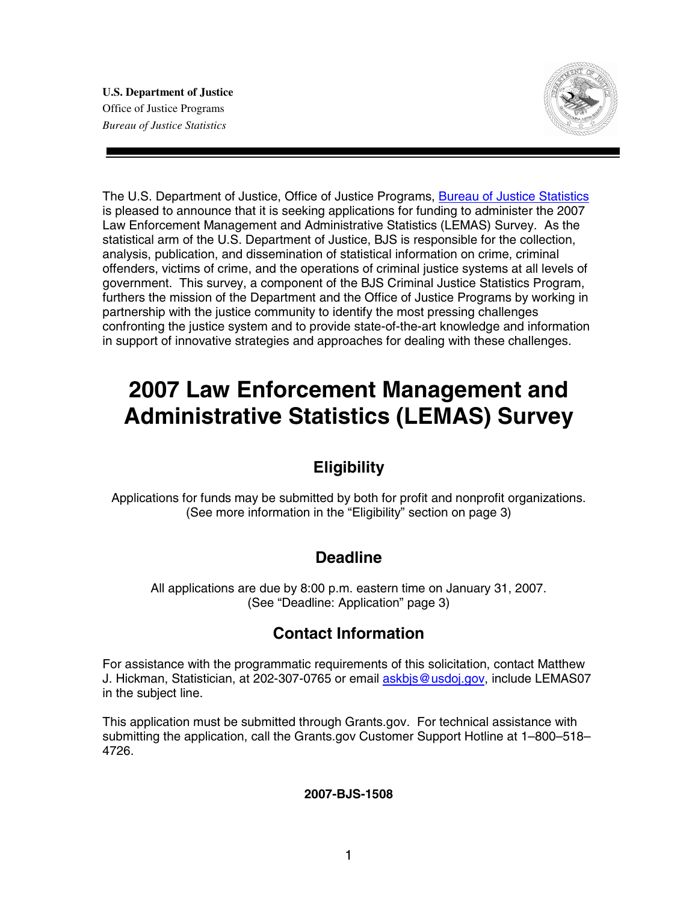**U.S. Department of Justice**
Office of Justice Programs
*Bureau of Justice Statistics*

The U.S. Department of Justice, Office of Justice Programs, Bureau of Justice Statistics is pleased to announce that it is seeking applications for funding to administer the 2007 Law Enforcement Management and Administrative Statistics (LEMAS) Survey. As the statistical arm of the U.S. Department of Justice, BJS is responsible for the collection, analysis, publication, and dissemination of statistical information on crime, criminal offenders, victims of crime, and the operations of criminal justice systems at all levels of government. This survey, a component of the BJS Criminal Justice Statistics Program, furthers the mission of the Department and the Office of Justice Programs by working in partnership with the justice community to identify the most pressing challenges confronting the justice system and to provide state-of-the-art knowledge and information in support of innovative strategies and approaches for dealing with these challenges.

# 2007 Law Enforcement Management and Administrative Statistics (LEMAS) Survey

## Eligibility

Applications for funds may be submitted by both for profit and nonprofit organizations. (See more information in the "Eligibility" section on page 3)

## Deadline

All applications are due by 8:00 p.m. eastern time on January 31, 2007. (See "Deadline: Application" page 3)

## Contact Information

For assistance with the programmatic requirements of this solicitation, contact Matthew J. Hickman, Statistician, at 202-307-0765 or email askbjs@usdoj.gov, include LEMAS07 in the subject line.

This application must be submitted through Grants.gov. For technical assistance with submitting the application, call the Grants.gov Customer Support Hotline at 1–800–518–4726.

**2007-BJS-1508**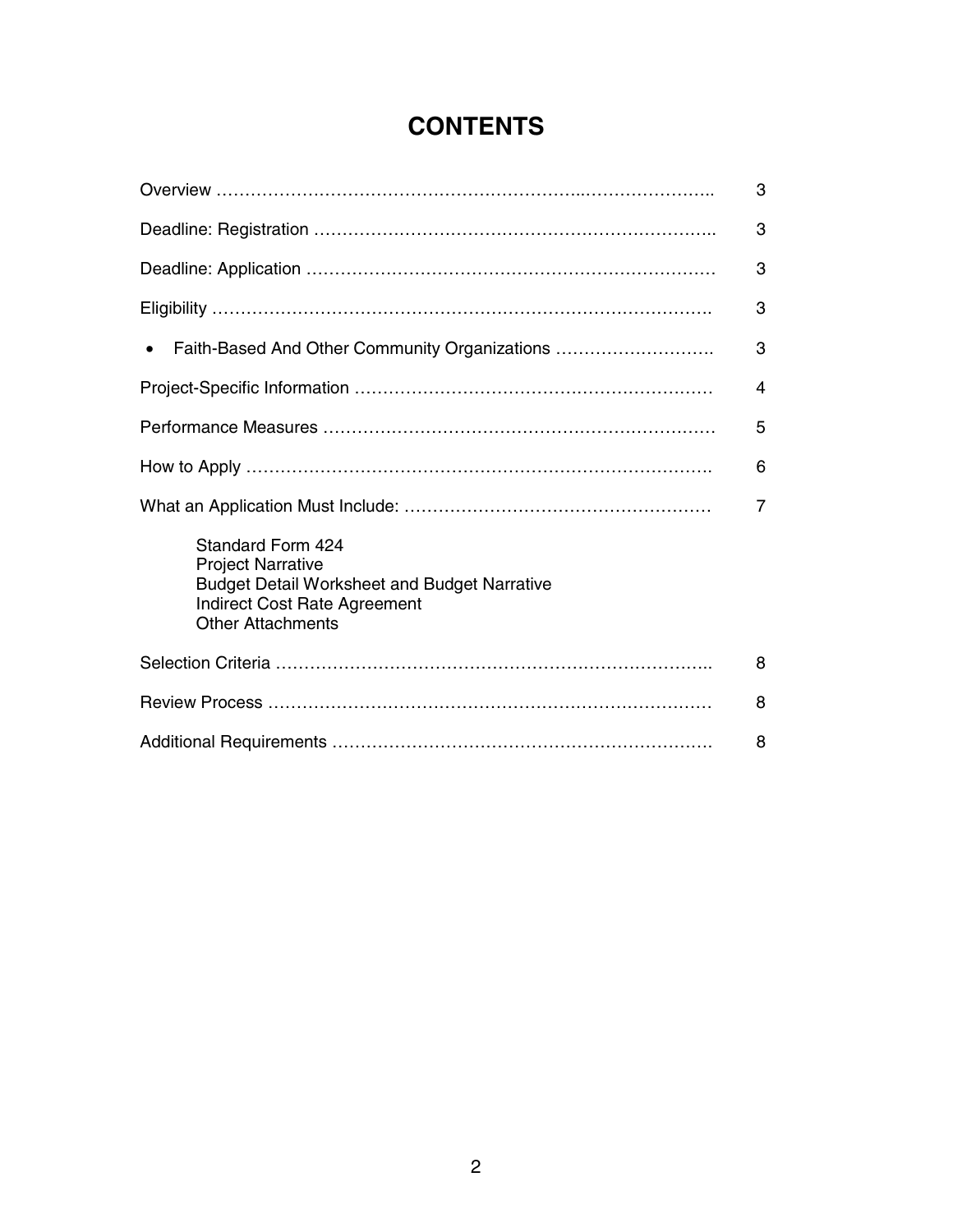# CONTENTS

| | |
|---|---|
| Overview | 3 |
| Deadline: Registration | 3 |
| Deadline: Application | 3 |
| Eligibility | 3 |
| • Faith-Based And Other Community Organizations | 3 |
| Project-Specific Information | 4 |
| Performance Measures | 5 |
| How to Apply | 6 |
| What an Application Must Include: | 7 |
| Standard Form 424<br>Project Narrative<br>Budget Detail Worksheet and Budget Narrative<br>Indirect Cost Rate Agreement<br>Other Attachments | |
| Selection Criteria | 8 |
| Review Process | 8 |
| Additional Requirements | 8 |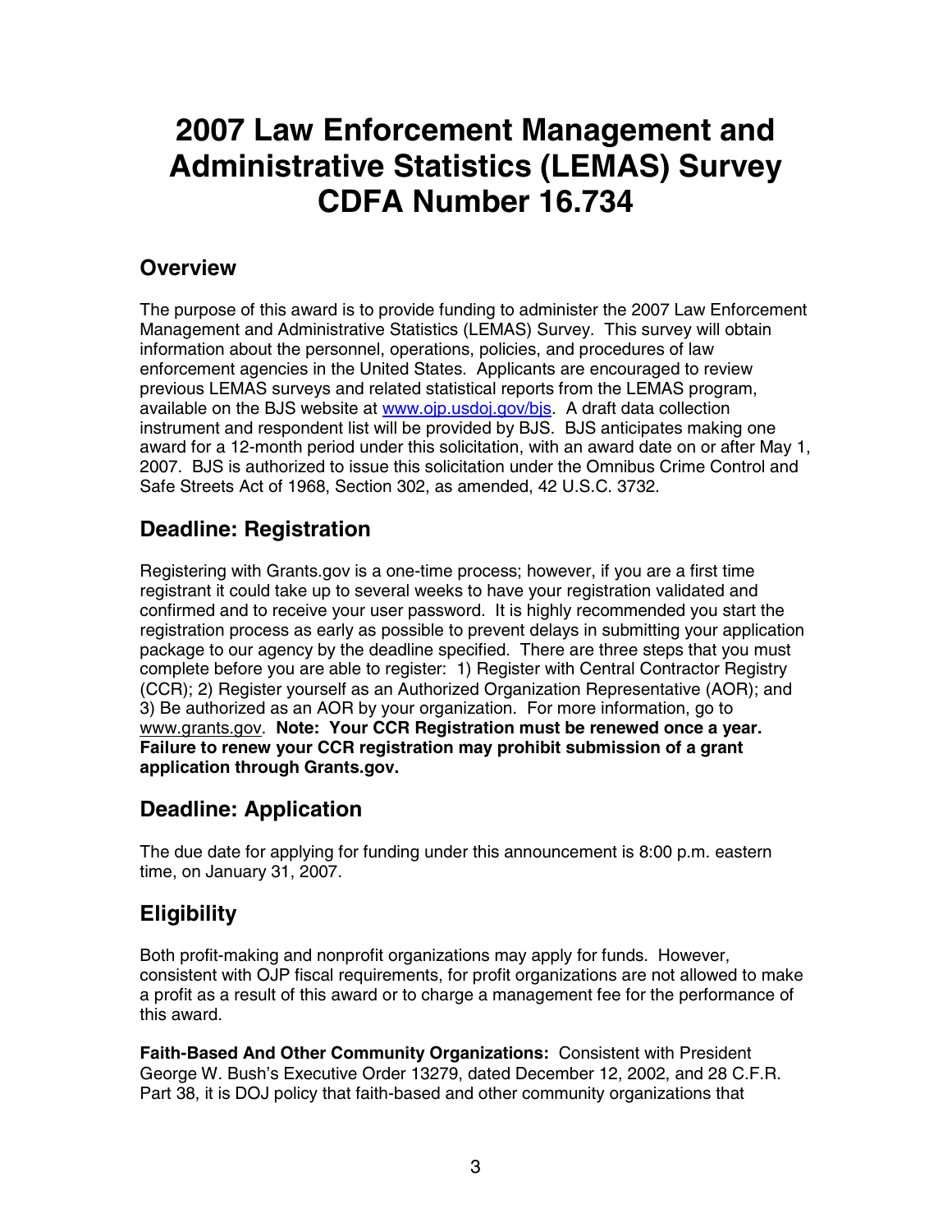# 2007 Law Enforcement Management and Administrative Statistics (LEMAS) Survey CDFA Number 16.734

## Overview

The purpose of this award is to provide funding to administer the 2007 Law Enforcement Management and Administrative Statistics (LEMAS) Survey. This survey will obtain information about the personnel, operations, policies, and procedures of law enforcement agencies in the United States. Applicants are encouraged to review previous LEMAS surveys and related statistical reports from the LEMAS program, available on the BJS website at www.ojp.usdoj.gov/bjs. A draft data collection instrument and respondent list will be provided by BJS. BJS anticipates making one award for a 12-month period under this solicitation, with an award date on or after May 1, 2007. BJS is authorized to issue this solicitation under the Omnibus Crime Control and Safe Streets Act of 1968, Section 302, as amended, 42 U.S.C. 3732.

## Deadline: Registration

Registering with Grants.gov is a one-time process; however, if you are a first time registrant it could take up to several weeks to have your registration validated and confirmed and to receive your user password. It is highly recommended you start the registration process as early as possible to prevent delays in submitting your application package to our agency by the deadline specified. There are three steps that you must complete before you are able to register: 1) Register with Central Contractor Registry (CCR); 2) Register yourself as an Authorized Organization Representative (AOR); and 3) Be authorized as an AOR by your organization. For more information, go to www.grants.gov. **Note: Your CCR Registration must be renewed once a year. Failure to renew your CCR registration may prohibit submission of a grant application through Grants.gov.**

## Deadline: Application

The due date for applying for funding under this announcement is 8:00 p.m. eastern time, on January 31, 2007.

## Eligibility

Both profit-making and nonprofit organizations may apply for funds. However, consistent with OJP fiscal requirements, for profit organizations are not allowed to make a profit as a result of this award or to charge a management fee for the performance of this award.

**Faith-Based And Other Community Organizations:** Consistent with President George W. Bush's Executive Order 13279, dated December 12, 2002, and 28 C.F.R. Part 38, it is DOJ policy that faith-based and other community organizations that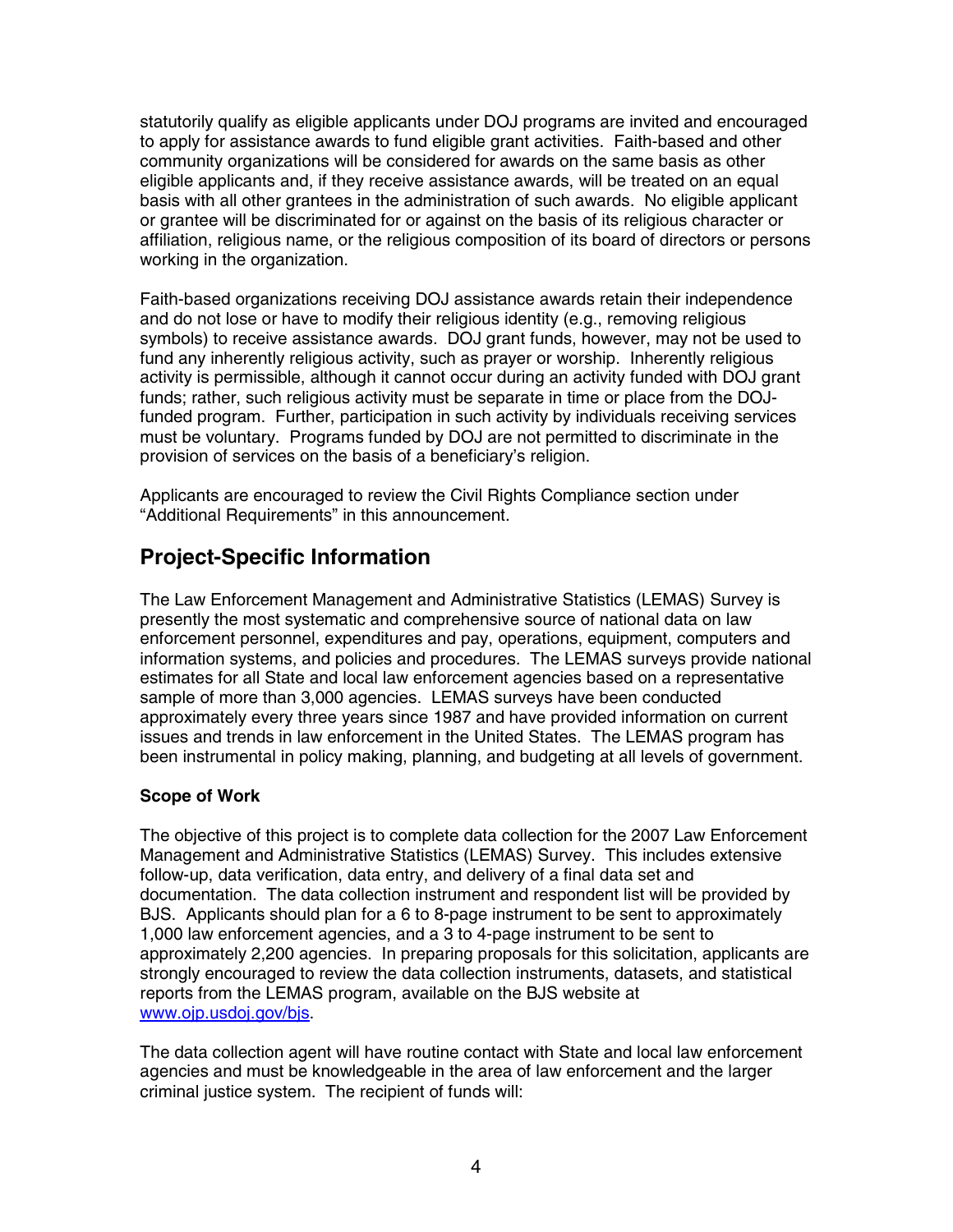statutorily qualify as eligible applicants under DOJ programs are invited and encouraged to apply for assistance awards to fund eligible grant activities. Faith-based and other community organizations will be considered for awards on the same basis as other eligible applicants and, if they receive assistance awards, will be treated on an equal basis with all other grantees in the administration of such awards. No eligible applicant or grantee will be discriminated for or against on the basis of its religious character or affiliation, religious name, or the religious composition of its board of directors or persons working in the organization.

Faith-based organizations receiving DOJ assistance awards retain their independence and do not lose or have to modify their religious identity (e.g., removing religious symbols) to receive assistance awards. DOJ grant funds, however, may not be used to fund any inherently religious activity, such as prayer or worship. Inherently religious activity is permissible, although it cannot occur during an activity funded with DOJ grant funds; rather, such religious activity must be separate in time or place from the DOJ-funded program. Further, participation in such activity by individuals receiving services must be voluntary. Programs funded by DOJ are not permitted to discriminate in the provision of services on the basis of a beneficiary's religion.

Applicants are encouraged to review the Civil Rights Compliance section under "Additional Requirements" in this announcement.

## Project-Specific Information

The Law Enforcement Management and Administrative Statistics (LEMAS) Survey is presently the most systematic and comprehensive source of national data on law enforcement personnel, expenditures and pay, operations, equipment, computers and information systems, and policies and procedures. The LEMAS surveys provide national estimates for all State and local law enforcement agencies based on a representative sample of more than 3,000 agencies. LEMAS surveys have been conducted approximately every three years since 1987 and have provided information on current issues and trends in law enforcement in the United States. The LEMAS program has been instrumental in policy making, planning, and budgeting at all levels of government.

**Scope of Work**

The objective of this project is to complete data collection for the 2007 Law Enforcement Management and Administrative Statistics (LEMAS) Survey. This includes extensive follow-up, data verification, data entry, and delivery of a final data set and documentation. The data collection instrument and respondent list will be provided by BJS. Applicants should plan for a 6 to 8-page instrument to be sent to approximately 1,000 law enforcement agencies, and a 3 to 4-page instrument to be sent to approximately 2,200 agencies. In preparing proposals for this solicitation, applicants are strongly encouraged to review the data collection instruments, datasets, and statistical reports from the LEMAS program, available on the BJS website at www.ojp.usdoj.gov/bjs.

The data collection agent will have routine contact with State and local law enforcement agencies and must be knowledgeable in the area of law enforcement and the larger criminal justice system. The recipient of funds will: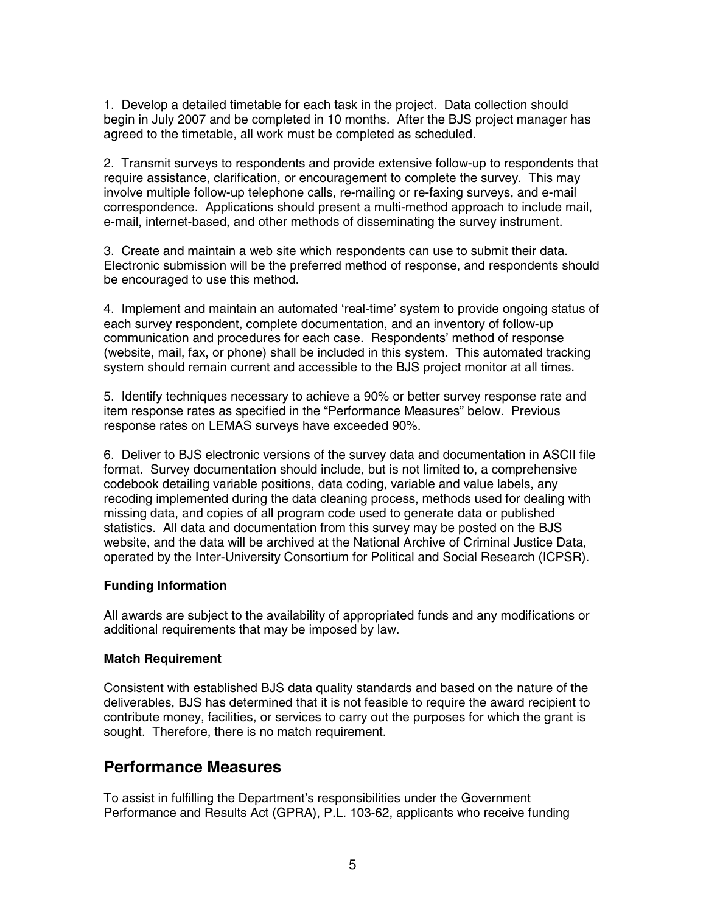1. Develop a detailed timetable for each task in the project. Data collection should begin in July 2007 and be completed in 10 months. After the BJS project manager has agreed to the timetable, all work must be completed as scheduled.

2. Transmit surveys to respondents and provide extensive follow-up to respondents that require assistance, clarification, or encouragement to complete the survey. This may involve multiple follow-up telephone calls, re-mailing or re-faxing surveys, and e-mail correspondence. Applications should present a multi-method approach to include mail, e-mail, internet-based, and other methods of disseminating the survey instrument.

3. Create and maintain a web site which respondents can use to submit their data. Electronic submission will be the preferred method of response, and respondents should be encouraged to use this method.

4. Implement and maintain an automated 'real-time' system to provide ongoing status of each survey respondent, complete documentation, and an inventory of follow-up communication and procedures for each case. Respondents' method of response (website, mail, fax, or phone) shall be included in this system. This automated tracking system should remain current and accessible to the BJS project monitor at all times.

5. Identify techniques necessary to achieve a 90% or better survey response rate and item response rates as specified in the "Performance Measures" below. Previous response rates on LEMAS surveys have exceeded 90%.

6. Deliver to BJS electronic versions of the survey data and documentation in ASCII file format. Survey documentation should include, but is not limited to, a comprehensive codebook detailing variable positions, data coding, variable and value labels, any recoding implemented during the data cleaning process, methods used for dealing with missing data, and copies of all program code used to generate data or published statistics. All data and documentation from this survey may be posted on the BJS website, and the data will be archived at the National Archive of Criminal Justice Data, operated by the Inter-University Consortium for Political and Social Research (ICPSR).

**Funding Information**

All awards are subject to the availability of appropriated funds and any modifications or additional requirements that may be imposed by law.

**Match Requirement**

Consistent with established BJS data quality standards and based on the nature of the deliverables, BJS has determined that it is not feasible to require the award recipient to contribute money, facilities, or services to carry out the purposes for which the grant is sought. Therefore, there is no match requirement.

## Performance Measures

To assist in fulfilling the Department's responsibilities under the Government Performance and Results Act (GPRA), P.L. 103-62, applicants who receive funding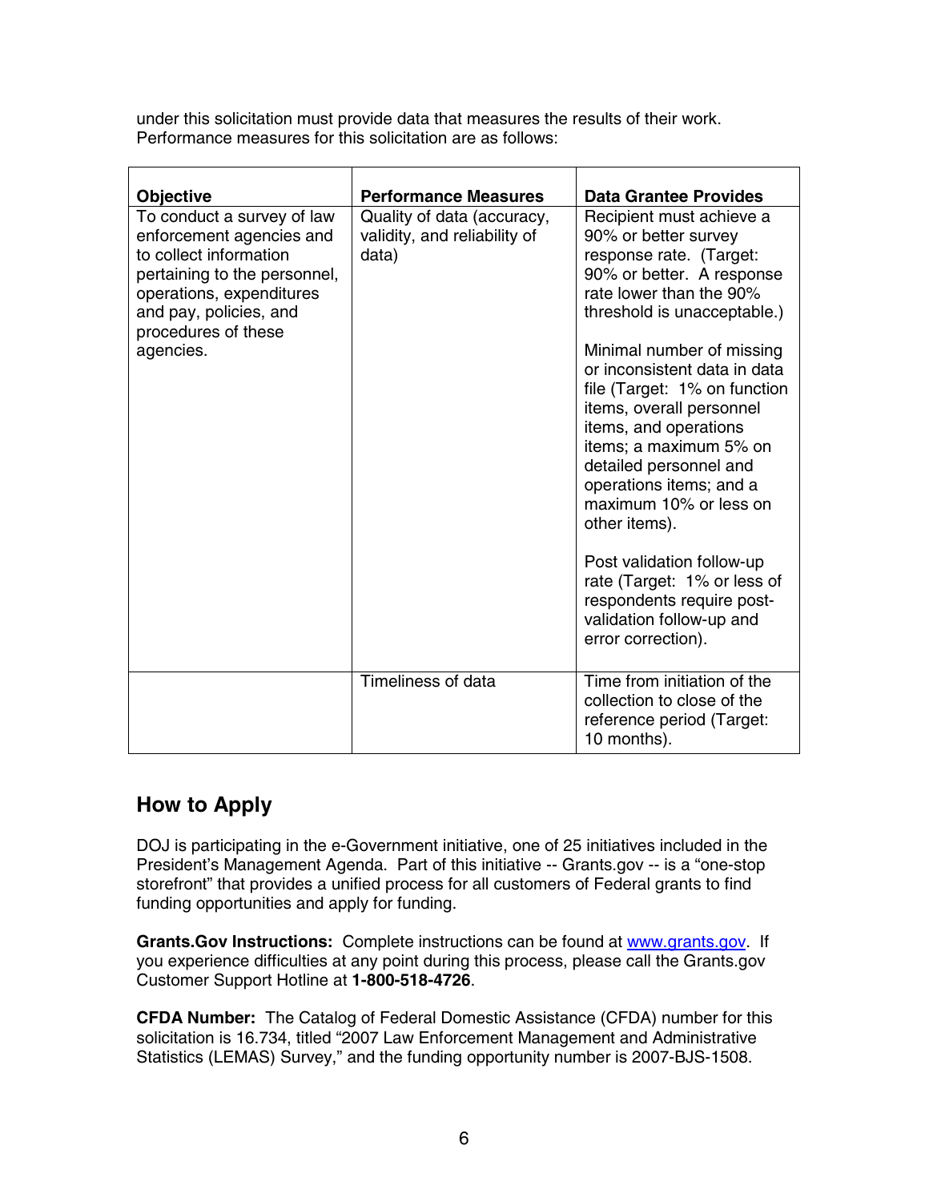under this solicitation must provide data that measures the results of their work. Performance measures for this solicitation are as follows:

| Objective | Performance Measures | Data Grantee Provides |
|---|---|---|
| To conduct a survey of law enforcement agencies and to collect information pertaining to the personnel, operations, expenditures and pay, policies, and procedures of these agencies. | Quality of data (accuracy, validity, and reliability of data) | Recipient must achieve a 90% or better survey response rate. (Target: 90% or better. A response rate lower than the 90% threshold is unacceptable.)<br><br>Minimal number of missing or inconsistent data in data file (Target: 1% on function items, overall personnel items, and operations items; a maximum 5% on detailed personnel and operations items; and a maximum 10% or less on other items).<br><br>Post validation follow-up rate (Target: 1% or less of respondents require post-validation follow-up and error correction). |
| | Timeliness of data | Time from initiation of the collection to close of the reference period (Target: 10 months). |

## How to Apply

DOJ is participating in the e-Government initiative, one of 25 initiatives included in the President's Management Agenda. Part of this initiative -- Grants.gov -- is a "one-stop storefront" that provides a unified process for all customers of Federal grants to find funding opportunities and apply for funding.

**Grants.Gov Instructions:** Complete instructions can be found at www.grants.gov. If you experience difficulties at any point during this process, please call the Grants.gov Customer Support Hotline at **1-800-518-4726**.

**CFDA Number:** The Catalog of Federal Domestic Assistance (CFDA) number for this solicitation is 16.734, titled "2007 Law Enforcement Management and Administrative Statistics (LEMAS) Survey," and the funding opportunity number is 2007-BJS-1508.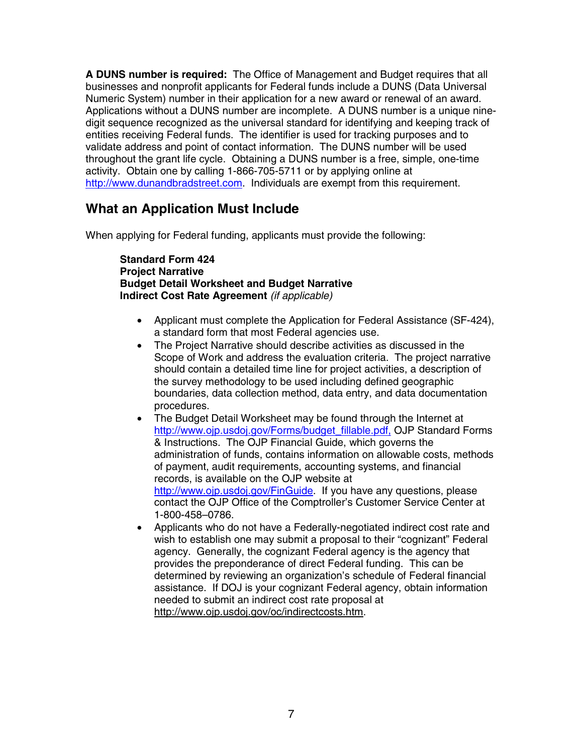**A DUNS number is required:** The Office of Management and Budget requires that all businesses and nonprofit applicants for Federal funds include a DUNS (Data Universal Numeric System) number in their application for a new award or renewal of an award. Applications without a DUNS number are incomplete. A DUNS number is a unique nine-digit sequence recognized as the universal standard for identifying and keeping track of entities receiving Federal funds. The identifier is used for tracking purposes and to validate address and point of contact information. The DUNS number will be used throughout the grant life cycle. Obtaining a DUNS number is a free, simple, one-time activity. Obtain one by calling 1-866-705-5711 or by applying online at http://www.dunandbradstreet.com. Individuals are exempt from this requirement.

## What an Application Must Include

When applying for Federal funding, applicants must provide the following:

**Standard Form 424**
**Project Narrative**
**Budget Detail Worksheet and Budget Narrative**
**Indirect Cost Rate Agreement** *(if applicable)*

- Applicant must complete the Application for Federal Assistance (SF-424), a standard form that most Federal agencies use.
- The Project Narrative should describe activities as discussed in the Scope of Work and address the evaluation criteria. The project narrative should contain a detailed time line for project activities, a description of the survey methodology to be used including defined geographic boundaries, data collection method, data entry, and data documentation procedures.
- The Budget Detail Worksheet may be found through the Internet at http://www.ojp.usdoj.gov/Forms/budget_fillable.pdf, OJP Standard Forms & Instructions. The OJP Financial Guide, which governs the administration of funds, contains information on allowable costs, methods of payment, audit requirements, accounting systems, and financial records, is available on the OJP website at http://www.ojp.usdoj.gov/FinGuide. If you have any questions, please contact the OJP Office of the Comptroller's Customer Service Center at 1-800-458–0786.
- Applicants who do not have a Federally-negotiated indirect cost rate and wish to establish one may submit a proposal to their "cognizant" Federal agency. Generally, the cognizant Federal agency is the agency that provides the preponderance of direct Federal funding. This can be determined by reviewing an organization's schedule of Federal financial assistance. If DOJ is your cognizant Federal agency, obtain information needed to submit an indirect cost rate proposal at http://www.ojp.usdoj.gov/oc/indirectcosts.htm.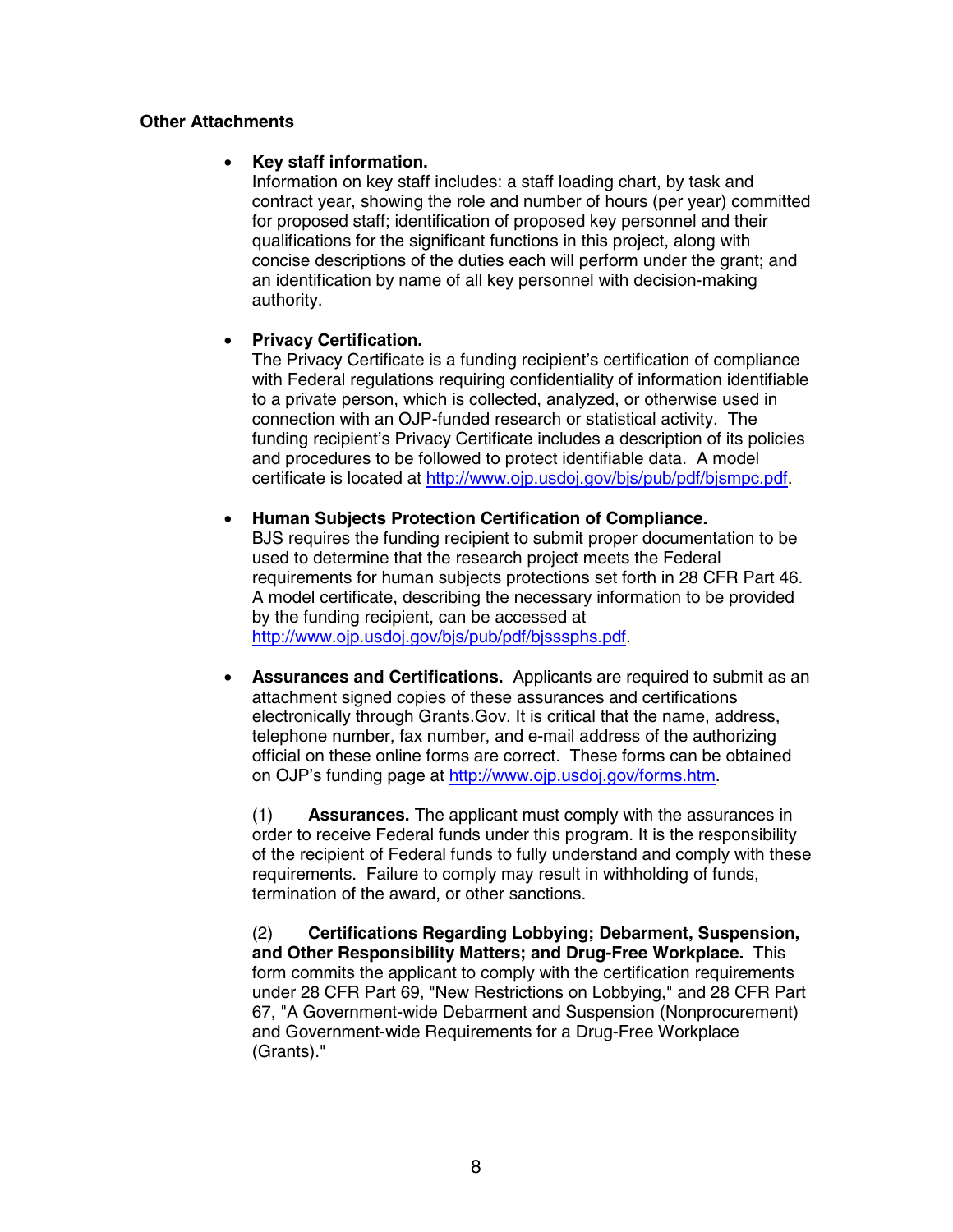**Other Attachments**

- **Key staff information.**
  Information on key staff includes: a staff loading chart, by task and contract year, showing the role and number of hours (per year) committed for proposed staff; identification of proposed key personnel and their qualifications for the significant functions in this project, along with concise descriptions of the duties each will perform under the grant; and an identification by name of all key personnel with decision-making authority.

- **Privacy Certification.**
  The Privacy Certificate is a funding recipient's certification of compliance with Federal regulations requiring confidentiality of information identifiable to a private person, which is collected, analyzed, or otherwise used in connection with an OJP-funded research or statistical activity. The funding recipient's Privacy Certificate includes a description of its policies and procedures to be followed to protect identifiable data. A model certificate is located at http://www.ojp.usdoj.gov/bjs/pub/pdf/bjsmpc.pdf.

- **Human Subjects Protection Certification of Compliance.**
  BJS requires the funding recipient to submit proper documentation to be used to determine that the research project meets the Federal requirements for human subjects protections set forth in 28 CFR Part 46. A model certificate, describing the necessary information to be provided by the funding recipient, can be accessed at http://www.ojp.usdoj.gov/bjs/pub/pdf/bjsssphs.pdf.

- **Assurances and Certifications.** Applicants are required to submit as an attachment signed copies of these assurances and certifications electronically through Grants.Gov. It is critical that the name, address, telephone number, fax number, and e-mail address of the authorizing official on these online forms are correct. These forms can be obtained on OJP's funding page at http://www.ojp.usdoj.gov/forms.htm.

  (1) **Assurances.** The applicant must comply with the assurances in order to receive Federal funds under this program. It is the responsibility of the recipient of Federal funds to fully understand and comply with these requirements. Failure to comply may result in withholding of funds, termination of the award, or other sanctions.

  (2) **Certifications Regarding Lobbying; Debarment, Suspension, and Other Responsibility Matters; and Drug-Free Workplace.** This form commits the applicant to comply with the certification requirements under 28 CFR Part 69, "New Restrictions on Lobbying," and 28 CFR Part 67, "A Government-wide Debarment and Suspension (Nonprocurement) and Government-wide Requirements for a Drug-Free Workplace (Grants)."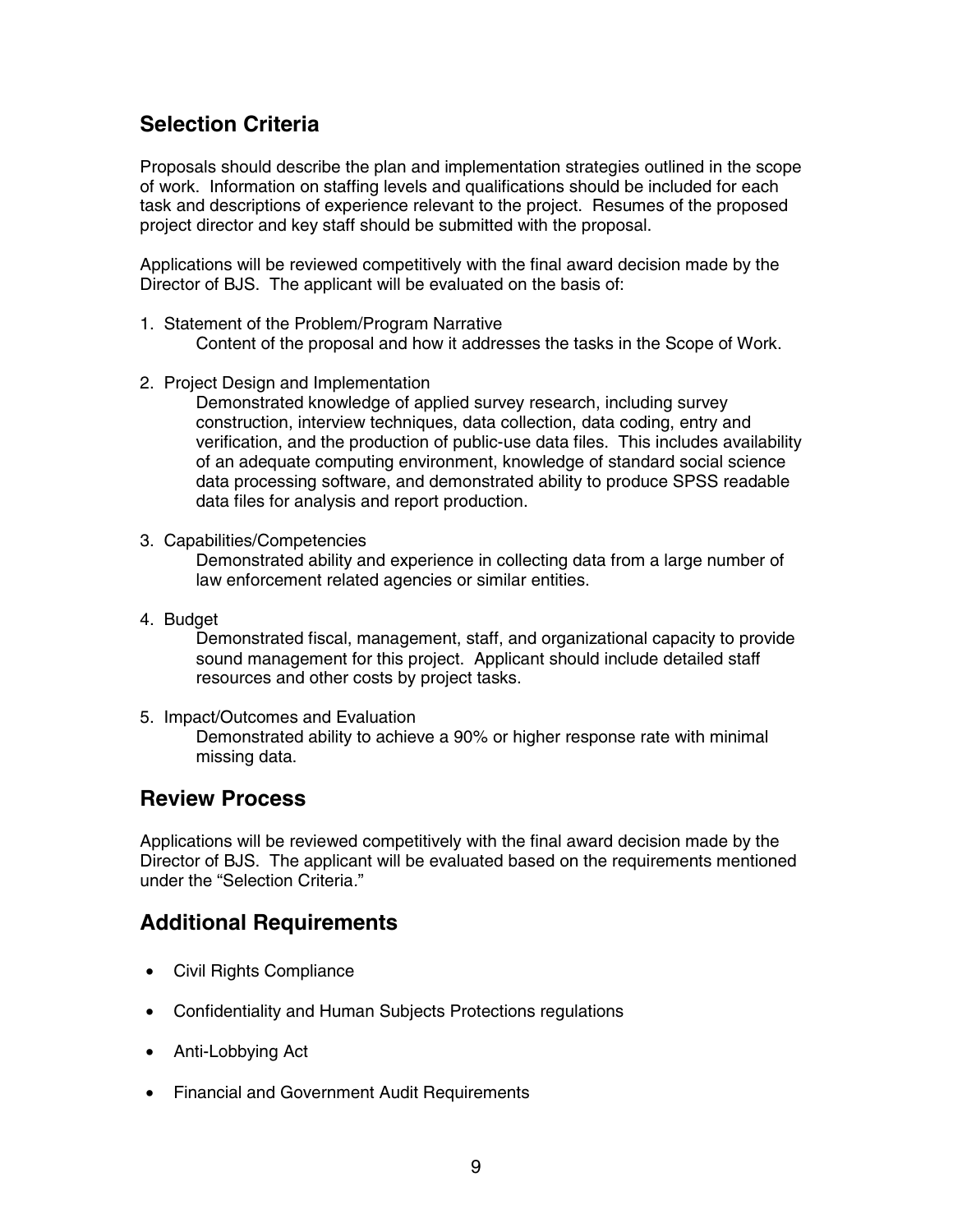## Selection Criteria

Proposals should describe the plan and implementation strategies outlined in the scope of work. Information on staffing levels and qualifications should be included for each task and descriptions of experience relevant to the project. Resumes of the proposed project director and key staff should be submitted with the proposal.

Applications will be reviewed competitively with the final award decision made by the Director of BJS. The applicant will be evaluated on the basis of:

1. Statement of the Problem/Program Narrative
   Content of the proposal and how it addresses the tasks in the Scope of Work.

2. Project Design and Implementation
   Demonstrated knowledge of applied survey research, including survey construction, interview techniques, data collection, data coding, entry and verification, and the production of public-use data files. This includes availability of an adequate computing environment, knowledge of standard social science data processing software, and demonstrated ability to produce SPSS readable data files for analysis and report production.

3. Capabilities/Competencies
   Demonstrated ability and experience in collecting data from a large number of law enforcement related agencies or similar entities.

4. Budget
   Demonstrated fiscal, management, staff, and organizational capacity to provide sound management for this project. Applicant should include detailed staff resources and other costs by project tasks.

5. Impact/Outcomes and Evaluation
   Demonstrated ability to achieve a 90% or higher response rate with minimal missing data.

## Review Process

Applications will be reviewed competitively with the final award decision made by the Director of BJS. The applicant will be evaluated based on the requirements mentioned under the "Selection Criteria."

## Additional Requirements

- Civil Rights Compliance
- Confidentiality and Human Subjects Protections regulations
- Anti-Lobbying Act
- Financial and Government Audit Requirements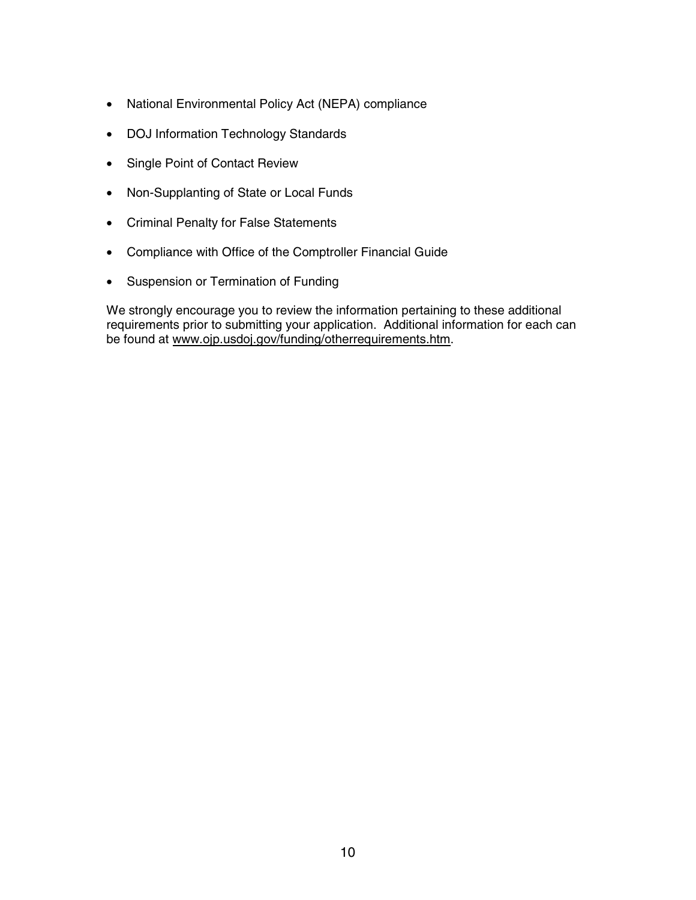- National Environmental Policy Act (NEPA) compliance
- DOJ Information Technology Standards
- Single Point of Contact Review
- Non-Supplanting of State or Local Funds
- Criminal Penalty for False Statements
- Compliance with Office of the Comptroller Financial Guide
- Suspension or Termination of Funding

We strongly encourage you to review the information pertaining to these additional requirements prior to submitting your application. Additional information for each can be found at www.ojp.usdoj.gov/funding/otherrequirements.htm.